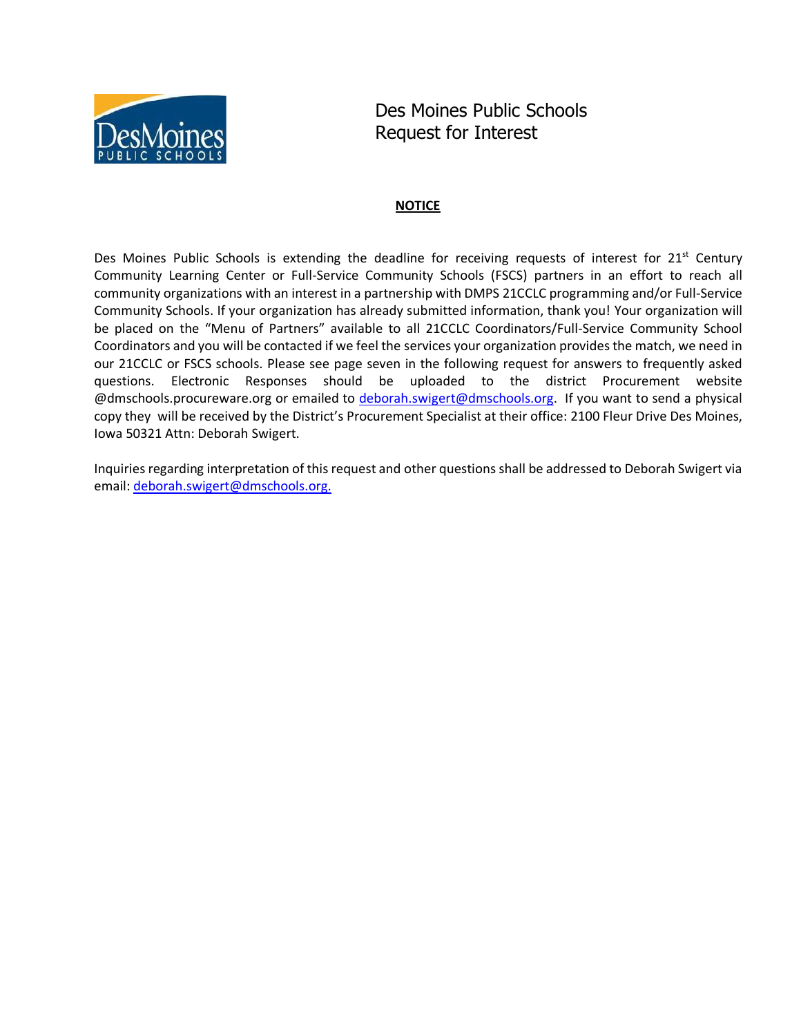# Des Moines Public Schools
# Request for Interest

**NOTICE**

Des Moines Public Schools is extending the deadline for receiving requests of interest for 21st Century Community Learning Center or Full-Service Community Schools (FSCS) partners in an effort to reach all community organizations with an interest in a partnership with DMPS 21CCLC programming and/or Full-Service Community Schools. If your organization has already submitted information, thank you! Your organization will be placed on the "Menu of Partners" available to all 21CCLC Coordinators/Full-Service Community School Coordinators and you will be contacted if we feel the services your organization provides the match, we need in our 21CCLC or FSCS schools. Please see page seven in the following request for answers to frequently asked questions. Electronic Responses should be uploaded to the district Procurement website @dmschools.procureware.org or emailed to deborah.swigert@dmschools.org. If you want to send a physical copy they will be received by the District's Procurement Specialist at their office: 2100 Fleur Drive Des Moines, Iowa 50321 Attn: Deborah Swigert.

Inquiries regarding interpretation of this request and other questions shall be addressed to Deborah Swigert via email: deborah.swigert@dmschools.org.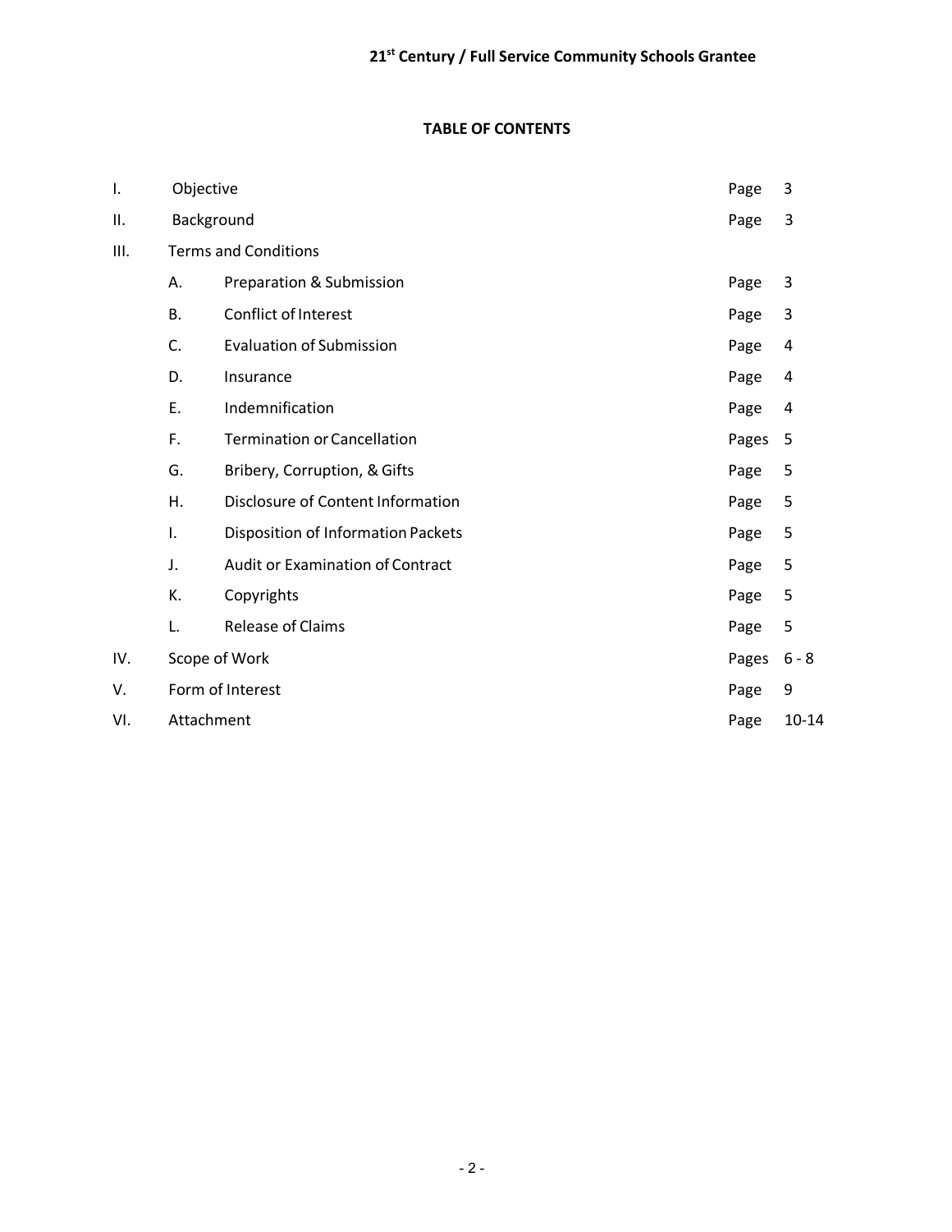## TABLE OF CONTENTS

| | | | |
|---|---|---|---|
| I. | Objective | Page | 3 |
| II. | Background | Page | 3 |
| III. | Terms and Conditions | | |
| | A. Preparation & Submission | Page | 3 |
| | B. Conflict of Interest | Page | 3 |
| | C. Evaluation of Submission | Page | 4 |
| | D. Insurance | Page | 4 |
| | E. Indemnification | Page | 4 |
| | F. Termination or Cancellation | Pages | 5 |
| | G. Bribery, Corruption, & Gifts | Page | 5 |
| | H. Disclosure of Content Information | Page | 5 |
| | I. Disposition of Information Packets | Page | 5 |
| | J. Audit or Examination of Contract | Page | 5 |
| | K. Copyrights | Page | 5 |
| | L. Release of Claims | Page | 5 |
| IV. | Scope of Work | Pages | 6 - 8 |
| V. | Form of Interest | Page | 9 |
| VI. | Attachment | Page | 10-14 |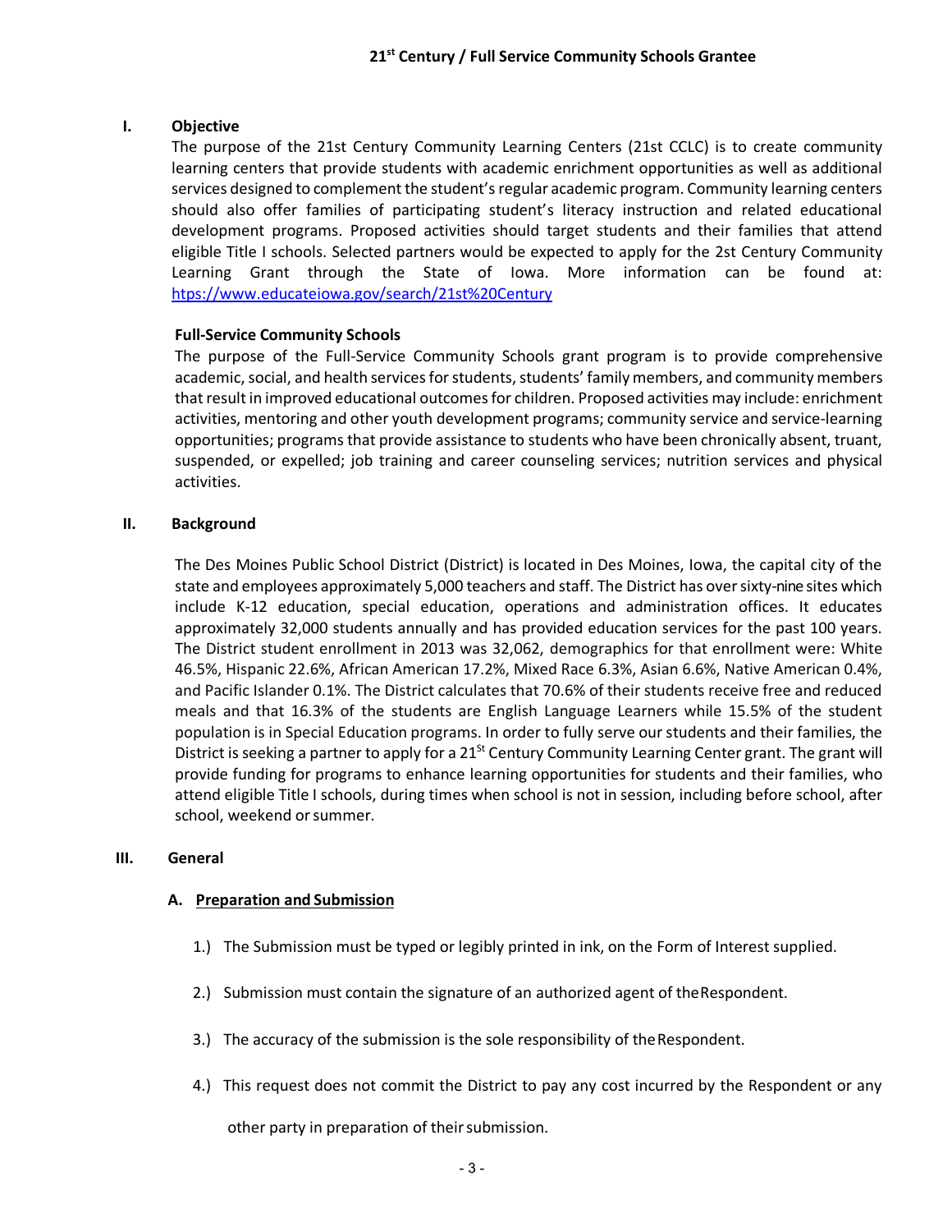## 21st Century / Full Service Community Schools Grantee

### I. Objective

The purpose of the 21st Century Community Learning Centers (21st CCLC) is to create community learning centers that provide students with academic enrichment opportunities as well as additional services designed to complement the student's regular academic program. Community learning centers should also offer families of participating student's literacy instruction and related educational development programs. Proposed activities should target students and their families that attend eligible Title I schools. Selected partners would be expected to apply for the 2st Century Community Learning Grant through the State of Iowa. More information can be found at: https://www.educateiowa.gov/search/21st%20Century

**Full-Service Community Schools**

The purpose of the Full-Service Community Schools grant program is to provide comprehensive academic, social, and health services for students, students' family members, and community members that result in improved educational outcomes for children. Proposed activities may include: enrichment activities, mentoring and other youth development programs; community service and service-learning opportunities; programs that provide assistance to students who have been chronically absent, truant, suspended, or expelled; job training and career counseling services; nutrition services and physical activities.

### II. Background

The Des Moines Public School District (District) is located in Des Moines, Iowa, the capital city of the state and employees approximately 5,000 teachers and staff. The District has over sixty-nine sites which include K-12 education, special education, operations and administration offices. It educates approximately 32,000 students annually and has provided education services for the past 100 years. The District student enrollment in 2013 was 32,062, demographics for that enrollment were: White 46.5%, Hispanic 22.6%, African American 17.2%, Mixed Race 6.3%, Asian 6.6%, Native American 0.4%, and Pacific Islander 0.1%. The District calculates that 70.6% of their students receive free and reduced meals and that 16.3% of the students are English Language Learners while 15.5% of the student population is in Special Education programs. In order to fully serve our students and their families, the District is seeking a partner to apply for a 21St Century Community Learning Center grant. The grant will provide funding for programs to enhance learning opportunities for students and their families, who attend eligible Title I schools, during times when school is not in session, including before school, after school, weekend or summer.

### III. General

#### A. Preparation and Submission

1.) The Submission must be typed or legibly printed in ink, on the Form of Interest supplied.

2.) Submission must contain the signature of an authorized agent of the Respondent.

3.) The accuracy of the submission is the sole responsibility of the Respondent.

4.) This request does not commit the District to pay any cost incurred by the Respondent or any other party in preparation of their submission.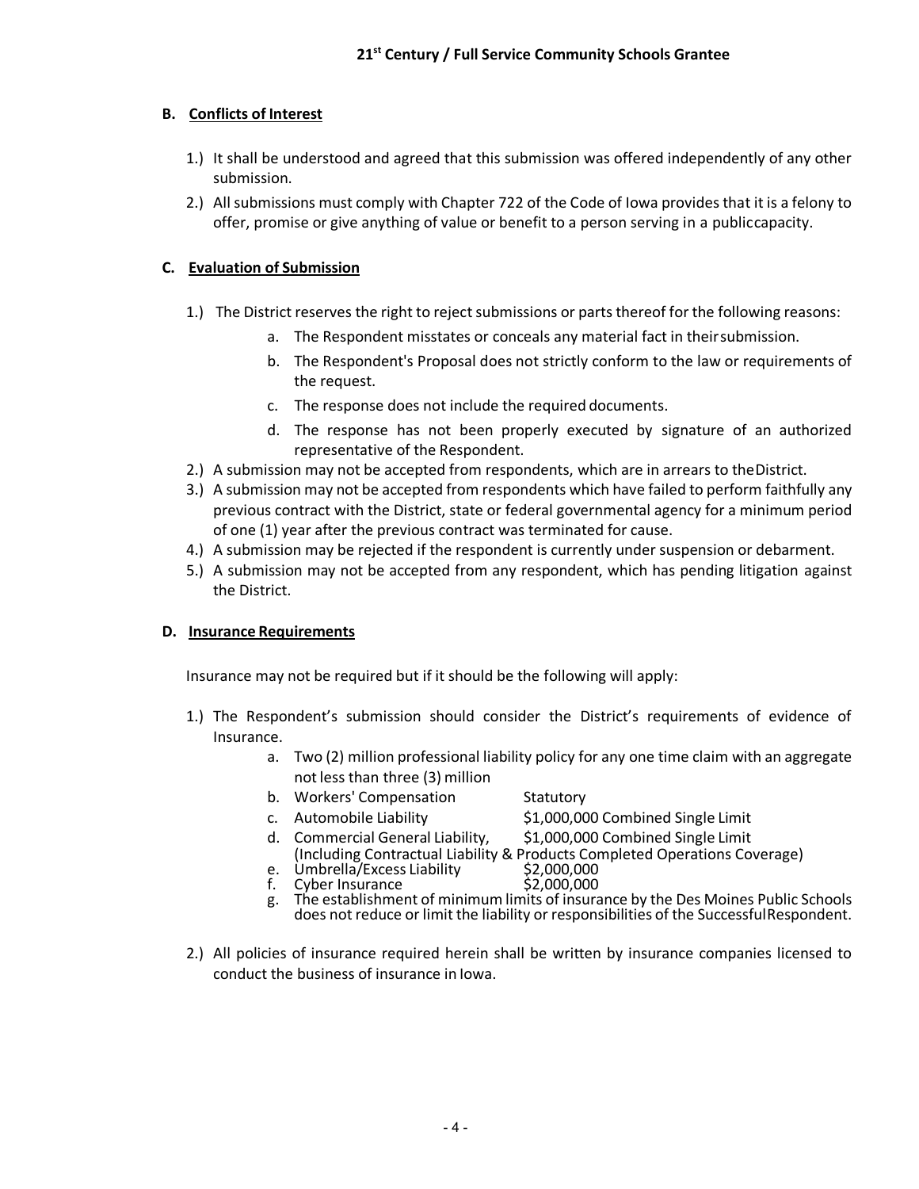**B. Conflicts of Interest**

1.) It shall be understood and agreed that this submission was offered independently of any other submission.

2.) All submissions must comply with Chapter 722 of the Code of Iowa provides that it is a felony to offer, promise or give anything of value or benefit to a person serving in a public capacity.

**C. Evaluation of Submission**

1.) The District reserves the right to reject submissions or parts thereof for the following reasons:

   a. The Respondent misstates or conceals any material fact in their submission.

   b. The Respondent's Proposal does not strictly conform to the law or requirements of the request.

   c. The response does not include the required documents.

   d. The response has not been properly executed by signature of an authorized representative of the Respondent.

2.) A submission may not be accepted from respondents, which are in arrears to the District.

3.) A submission may not be accepted from respondents which have failed to perform faithfully any previous contract with the District, state or federal governmental agency for a minimum period of one (1) year after the previous contract was terminated for cause.

4.) A submission may be rejected if the respondent is currently under suspension or debarment.

5.) A submission may not be accepted from any respondent, which has pending litigation against the District.

**D. Insurance Requirements**

Insurance may not be required but if it should be the following will apply:

1.) The Respondent's submission should consider the District's requirements of evidence of Insurance.

   a. Two (2) million professional liability policy for any one time claim with an aggregate not less than three (3) million

   b. Workers' Compensation — Statutory

   c. Automobile Liability — $1,000,000 Combined Single Limit

   d. Commercial General Liability, — $1,000,000 Combined Single Limit (Including Contractual Liability & Products Completed Operations Coverage)

   e. Umbrella/Excess Liability — $2,000,000

   f. Cyber Insurance — $2,000,000

   g. The establishment of minimum limits of insurance by the Des Moines Public Schools does not reduce or limit the liability or responsibilities of the Successful Respondent.

2.) All policies of insurance required herein shall be written by insurance companies licensed to conduct the business of insurance in Iowa.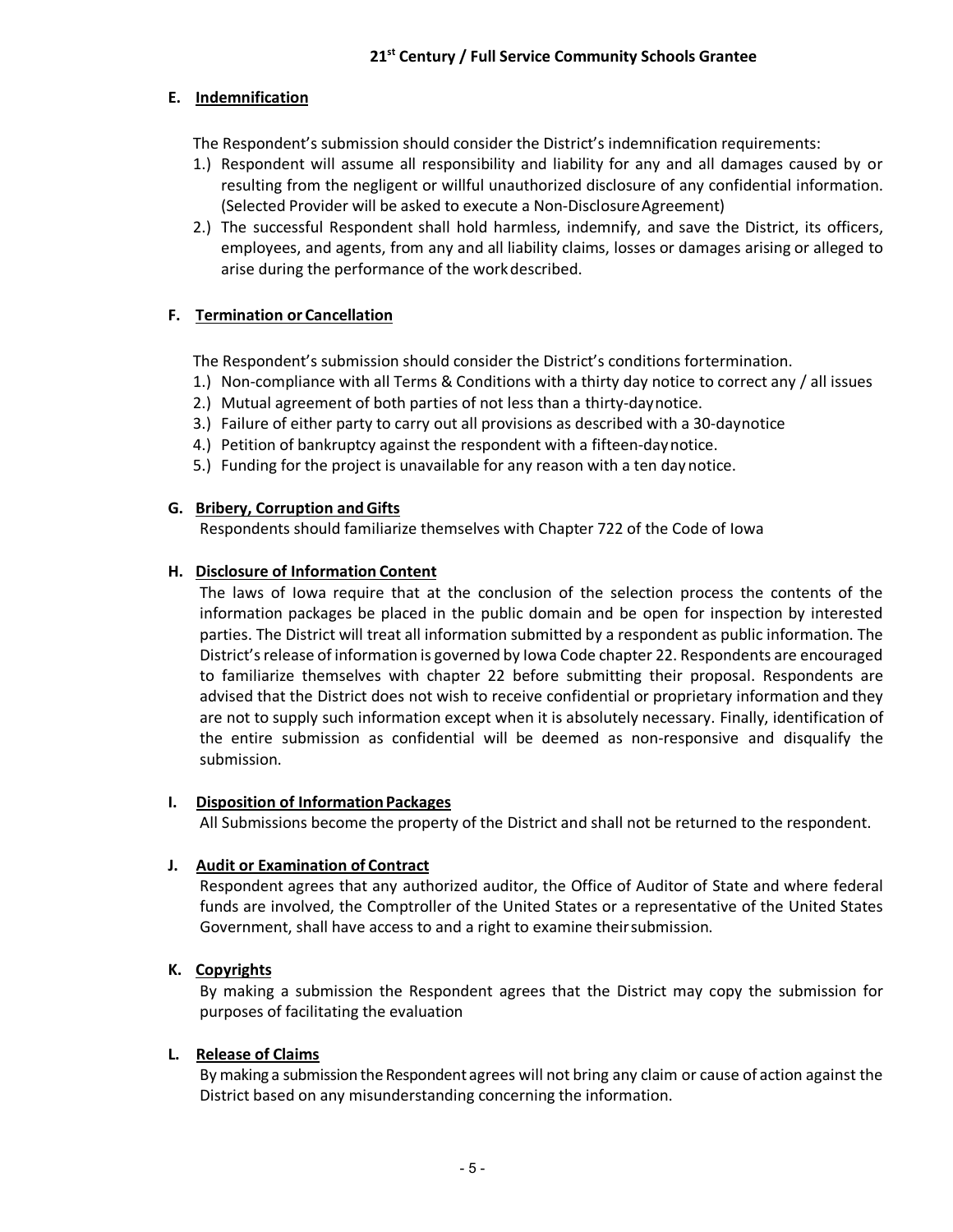### E. Indemnification

The Respondent's submission should consider the District's indemnification requirements:

1.) Respondent will assume all responsibility and liability for any and all damages caused by or resulting from the negligent or willful unauthorized disclosure of any confidential information. (Selected Provider will be asked to execute a Non-Disclosure Agreement)
2.) The successful Respondent shall hold harmless, indemnify, and save the District, its officers, employees, and agents, from any and all liability claims, losses or damages arising or alleged to arise during the performance of the work described.

### F. Termination or Cancellation

The Respondent's submission should consider the District's conditions for termination.

1.) Non-compliance with all Terms & Conditions with a thirty day notice to correct any / all issues
2.) Mutual agreement of both parties of not less than a thirty-day notice.
3.) Failure of either party to carry out all provisions as described with a 30-day notice
4.) Petition of bankruptcy against the respondent with a fifteen-day notice.
5.) Funding for the project is unavailable for any reason with a ten day notice.

### G. Bribery, Corruption and Gifts

Respondents should familiarize themselves with Chapter 722 of the Code of Iowa

### H. Disclosure of Information Content

The laws of Iowa require that at the conclusion of the selection process the contents of the information packages be placed in the public domain and be open for inspection by interested parties. The District will treat all information submitted by a respondent as public information. The District's release of information is governed by Iowa Code chapter 22. Respondents are encouraged to familiarize themselves with chapter 22 before submitting their proposal. Respondents are advised that the District does not wish to receive confidential or proprietary information and they are not to supply such information except when it is absolutely necessary. Finally, identification of the entire submission as confidential will be deemed as non-responsive and disqualify the submission.

### I. Disposition of Information Packages

All Submissions become the property of the District and shall not be returned to the respondent.

### J. Audit or Examination of Contract

Respondent agrees that any authorized auditor, the Office of Auditor of State and where federal funds are involved, the Comptroller of the United States or a representative of the United States Government, shall have access to and a right to examine their submission.

### K. Copyrights

By making a submission the Respondent agrees that the District may copy the submission for purposes of facilitating the evaluation

### L. Release of Claims

By making a submission the Respondent agrees will not bring any claim or cause of action against the District based on any misunderstanding concerning the information.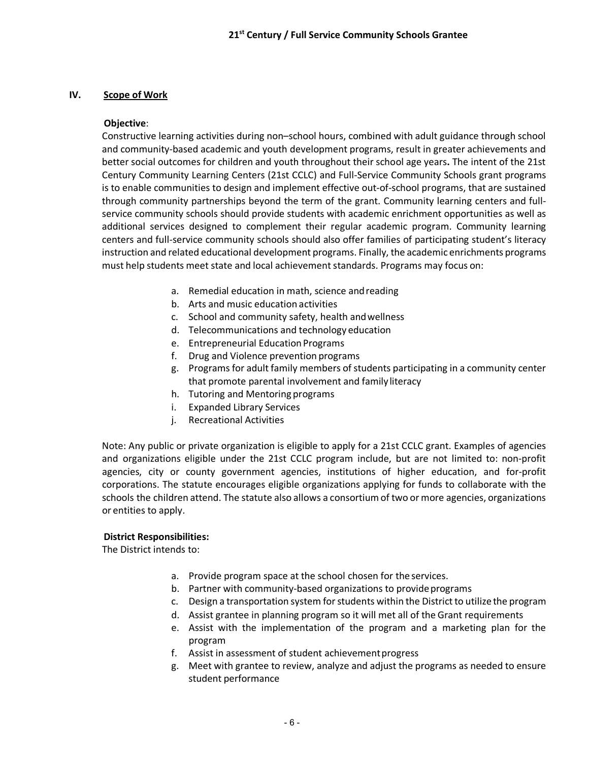## IV. Scope of Work

**Objective**:

Constructive learning activities during non–school hours, combined with adult guidance through school and community-based academic and youth development programs, result in greater achievements and better social outcomes for children and youth throughout their school age years**.** The intent of the 21st Century Community Learning Centers (21st CCLC) and Full-Service Community Schools grant programs is to enable communities to design and implement effective out-of-school programs, that are sustained through community partnerships beyond the term of the grant. Community learning centers and full-service community schools should provide students with academic enrichment opportunities as well as additional services designed to complement their regular academic program. Community learning centers and full-service community schools should also offer families of participating student's literacy instruction and related educational development programs. Finally, the academic enrichments programs must help students meet state and local achievement standards. Programs may focus on:

a. Remedial education in math, science and reading
b. Arts and music education activities
c. School and community safety, health and wellness
d. Telecommunications and technology education
e. Entrepreneurial Education Programs
f. Drug and Violence prevention programs
g. Programs for adult family members of students participating in a community center that promote parental involvement and family literacy
h. Tutoring and Mentoring programs
i. Expanded Library Services
j. Recreational Activities

Note: Any public or private organization is eligible to apply for a 21st CCLC grant. Examples of agencies and organizations eligible under the 21st CCLC program include, but are not limited to: non-profit agencies, city or county government agencies, institutions of higher education, and for-profit corporations. The statute encourages eligible organizations applying for funds to collaborate with the schools the children attend. The statute also allows a consortium of two or more agencies, organizations or entities to apply.

**District Responsibilities:**

The District intends to:

a. Provide program space at the school chosen for the services.
b. Partner with community-based organizations to provide programs
c. Design a transportation system for students within the District to utilize the program
d. Assist grantee in planning program so it will met all of the Grant requirements
e. Assist with the implementation of the program and a marketing plan for the program
f. Assist in assessment of student achievement progress
g. Meet with grantee to review, analyze and adjust the programs as needed to ensure student performance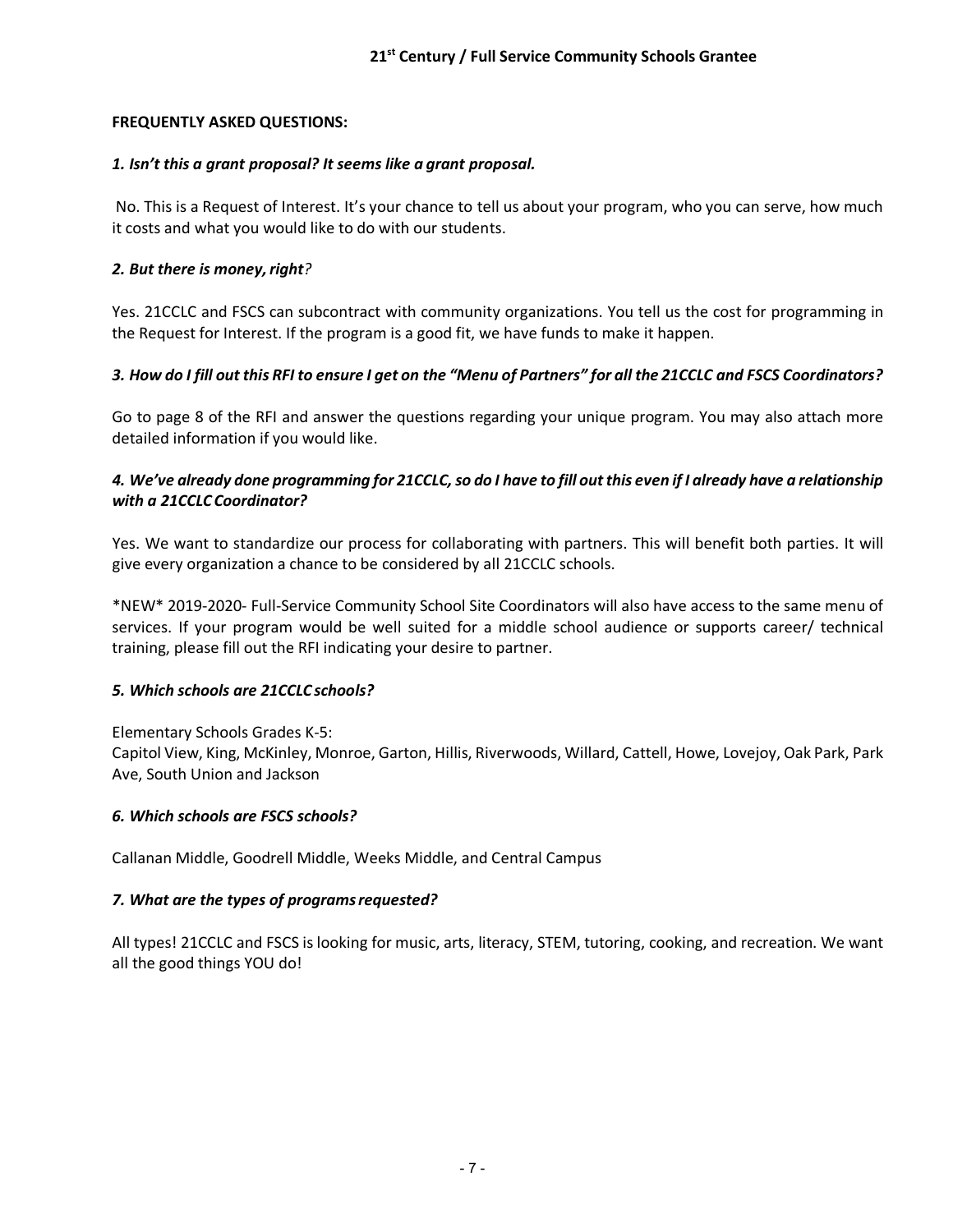**FREQUENTLY ASKED QUESTIONS:**

***1. Isn't this a grant proposal? It seems like a grant proposal.***

No. This is a Request of Interest. It's your chance to tell us about your program, who you can serve, how much it costs and what you would like to do with our students.

***2. But there is money, right?***

Yes. 21CCLC and FSCS can subcontract with community organizations. You tell us the cost for programming in the Request for Interest. If the program is a good fit, we have funds to make it happen.

***3. How do I fill out this RFI to ensure I get on the "Menu of Partners" for all the 21CCLC and FSCS Coordinators?***

Go to page 8 of the RFI and answer the questions regarding your unique program. You may also attach more detailed information if you would like.

***4. We've already done programming for 21CCLC, so do I have to fill out this even if I already have a relationship with a 21CCLC Coordinator?***

Yes. We want to standardize our process for collaborating with partners. This will benefit both parties. It will give every organization a chance to be considered by all 21CCLC schools.

*NEW* 2019-2020- Full-Service Community School Site Coordinators will also have access to the same menu of services. If your program would be well suited for a middle school audience or supports career/ technical training, please fill out the RFI indicating your desire to partner.

***5. Which schools are 21CCLC schools?***

Elementary Schools Grades K-5:
Capitol View, King, McKinley, Monroe, Garton, Hillis, Riverwoods, Willard, Cattell, Howe, Lovejoy, Oak Park, Park Ave, South Union and Jackson

***6. Which schools are FSCS schools?***

Callanan Middle, Goodrell Middle, Weeks Middle, and Central Campus

***7. What are the types of programs requested?***

All types! 21CCLC and FSCS is looking for music, arts, literacy, STEM, tutoring, cooking, and recreation. We want all the good things YOU do!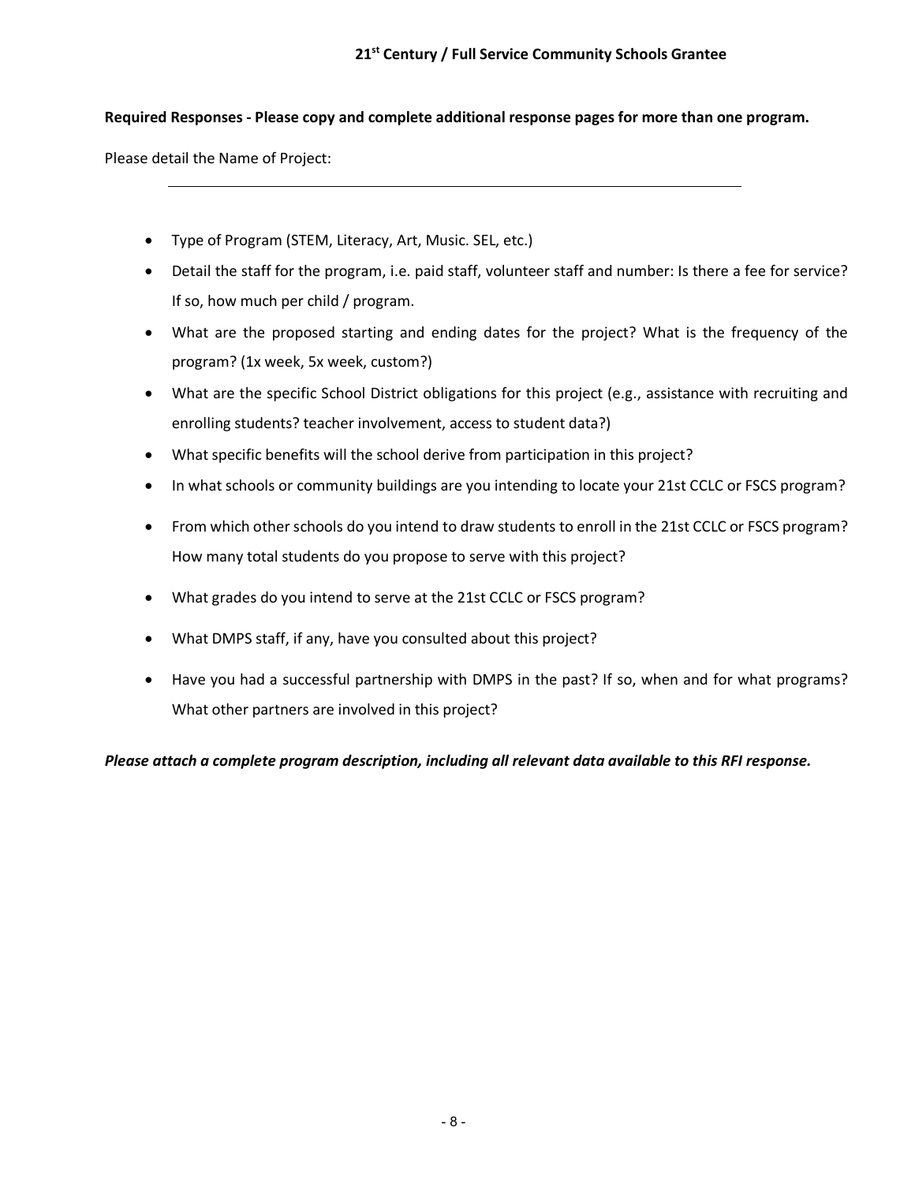## 21st Century / Full Service Community Schools Grantee

**Required Responses - Please copy and complete additional response pages for more than one program.**

Please detail the Name of Project:

______________________________________________________________________

- Type of Program (STEM, Literacy, Art, Music. SEL, etc.)
- Detail the staff for the program, i.e. paid staff, volunteer staff and number: Is there a fee for service? If so, how much per child / program.
- What are the proposed starting and ending dates for the project? What is the frequency of the program? (1x week, 5x week, custom?)
- What are the specific School District obligations for this project (e.g., assistance with recruiting and enrolling students? teacher involvement, access to student data?)
- What specific benefits will the school derive from participation in this project?
- In what schools or community buildings are you intending to locate your 21st CCLC or FSCS program?
- From which other schools do you intend to draw students to enroll in the 21st CCLC or FSCS program? How many total students do you propose to serve with this project?
- What grades do you intend to serve at the 21st CCLC or FSCS program?
- What DMPS staff, if any, have you consulted about this project?
- Have you had a successful partnership with DMPS in the past? If so, when and for what programs? What other partners are involved in this project?

***Please attach a complete program description, including all relevant data available to this RFI response.***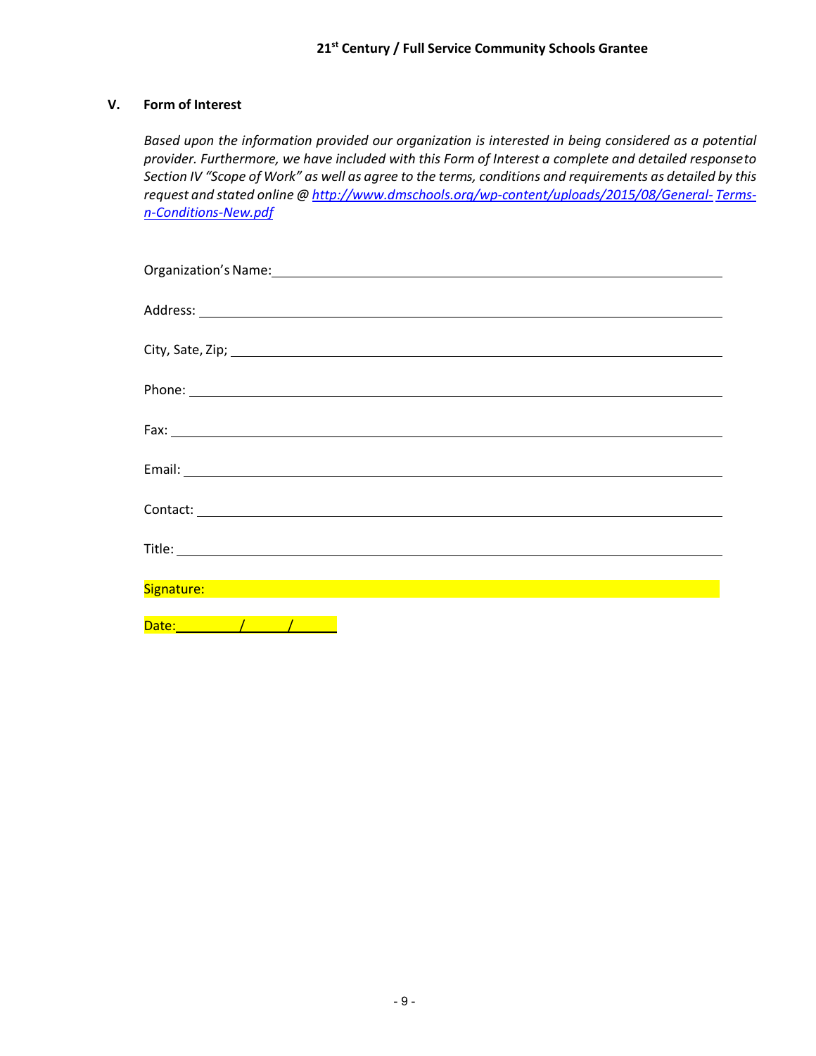## V. Form of Interest

*Based upon the information provided our organization is interested in being considered as a potential provider. Furthermore, we have included with this Form of Interest a complete and detailed response to Section IV "Scope of Work" as well as agree to the terms, conditions and requirements as detailed by this request and stated online @ [http://www.dmschools.org/wp-content/uploads/2015/08/General-Terms-n-Conditions-New.pdf](http://www.dmschools.org/wp-content/uploads/2015/08/General-Terms-n-Conditions-New.pdf)*

Organization's Name: ______________________________

Address: ______________________________

City, Sate, Zip; ______________________________

Phone: ______________________________

Fax: ______________________________

Email: ______________________________

Contact: ______________________________

Title: ______________________________

Signature: ______________________________

Date: ______/______/______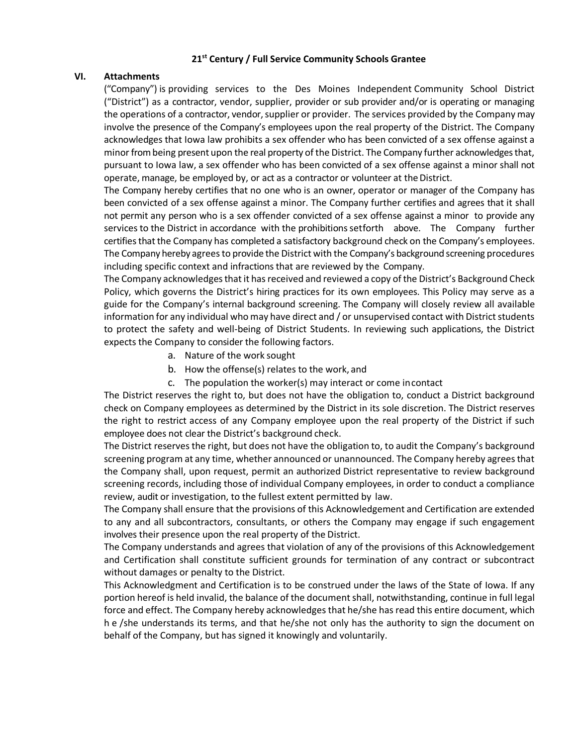**21st Century / Full Service Community Schools Grantee**

## VI. Attachments

("Company") is providing services to the Des Moines Independent Community School District ("District") as a contractor, vendor, supplier, provider or sub provider and/or is operating or managing the operations of a contractor, vendor, supplier or provider. The services provided by the Company may involve the presence of the Company's employees upon the real property of the District. The Company acknowledges that Iowa law prohibits a sex offender who has been convicted of a sex offense against a minor from being present upon the real property of the District. The Company further acknowledges that, pursuant to Iowa law, a sex offender who has been convicted of a sex offense against a minor shall not operate, manage, be employed by, or act as a contractor or volunteer at the District.

The Company hereby certifies that no one who is an owner, operator or manager of the Company has been convicted of a sex offense against a minor. The Company further certifies and agrees that it shall not permit any person who is a sex offender convicted of a sex offense against a minor to provide any services to the District in accordance with the prohibitions setforth above. The Company further certifies that the Company has completed a satisfactory background check on the Company's employees. The Company hereby agrees to provide the District with the Company's background screening procedures including specific context and infractions that are reviewed by the Company.

The Company acknowledges that it has received and reviewed a copy of the District's Background Check Policy, which governs the District's hiring practices for its own employees. This Policy may serve as a guide for the Company's internal background screening. The Company will closely review all available information for any individual who may have direct and / or unsupervised contact with District students to protect the safety and well-being of District Students. In reviewing such applications, the District expects the Company to consider the following factors.

a. Nature of the work sought
b. How the offense(s) relates to the work, and
c. The population the worker(s) may interact or come incontact

The District reserves the right to, but does not have the obligation to, conduct a District background check on Company employees as determined by the District in its sole discretion. The District reserves the right to restrict access of any Company employee upon the real property of the District if such employee does not clear the District's background check.

The District reserves the right, but does not have the obligation to, to audit the Company's background screening program at any time, whether announced or unannounced. The Company hereby agrees that the Company shall, upon request, permit an authorized District representative to review background screening records, including those of individual Company employees, in order to conduct a compliance review, audit or investigation, to the fullest extent permitted by law.

The Company shall ensure that the provisions of this Acknowledgement and Certification are extended to any and all subcontractors, consultants, or others the Company may engage if such engagement involves their presence upon the real property of the District.

The Company understands and agrees that violation of any of the provisions of this Acknowledgement and Certification shall constitute sufficient grounds for termination of any contract or subcontract without damages or penalty to the District.

This Acknowledgment and Certification is to be construed under the laws of the State of Iowa. If any portion hereof is held invalid, the balance of the document shall, notwithstanding, continue in full legal force and effect. The Company hereby acknowledges that he/she has read this entire document, which h e /she understands its terms, and that he/she not only has the authority to sign the document on behalf of the Company, but has signed it knowingly and voluntarily.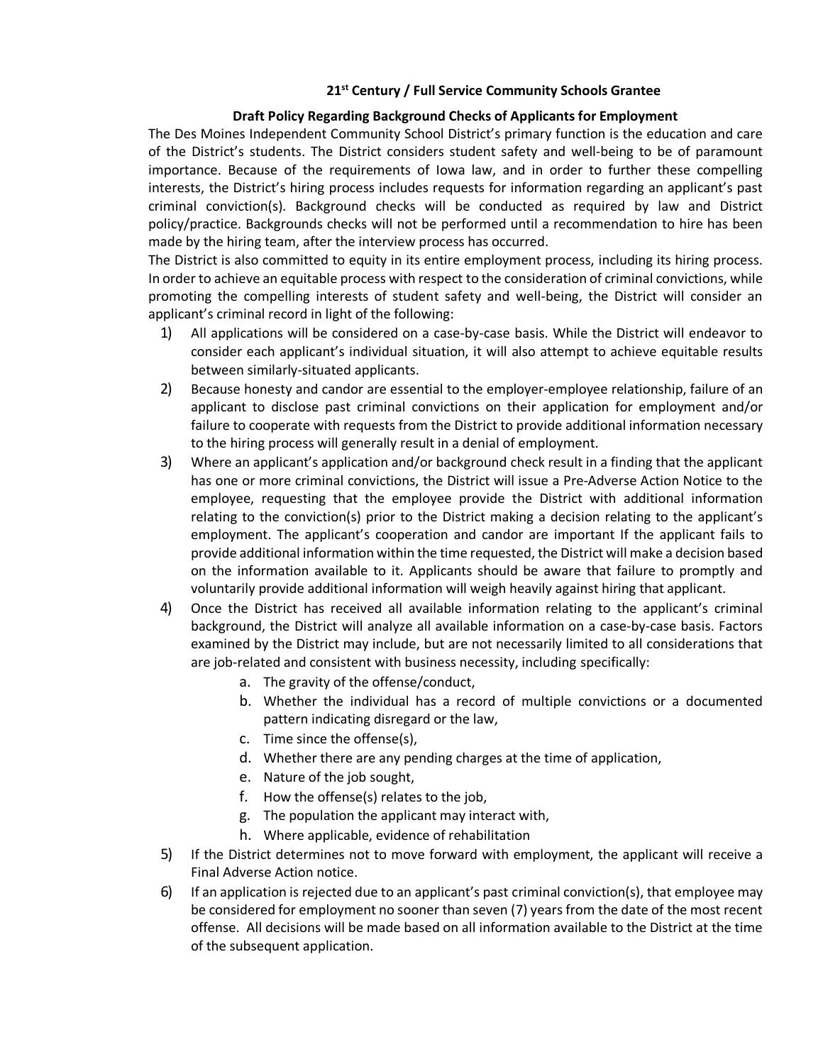**21st Century / Full Service Community Schools Grantee**

**Draft Policy Regarding Background Checks of Applicants for Employment**

The Des Moines Independent Community School District's primary function is the education and care of the District's students. The District considers student safety and well-being to be of paramount importance. Because of the requirements of Iowa law, and in order to further these compelling interests, the District's hiring process includes requests for information regarding an applicant's past criminal conviction(s). Background checks will be conducted as required by law and District policy/practice. Backgrounds checks will not be performed until a recommendation to hire has been made by the hiring team, after the interview process has occurred.

The District is also committed to equity in its entire employment process, including its hiring process. In order to achieve an equitable process with respect to the consideration of criminal convictions, while promoting the compelling interests of student safety and well-being, the District will consider an applicant's criminal record in light of the following:

1) All applications will be considered on a case-by-case basis. While the District will endeavor to consider each applicant's individual situation, it will also attempt to achieve equitable results between similarly-situated applicants.
2) Because honesty and candor are essential to the employer-employee relationship, failure of an applicant to disclose past criminal convictions on their application for employment and/or failure to cooperate with requests from the District to provide additional information necessary to the hiring process will generally result in a denial of employment.
3) Where an applicant's application and/or background check result in a finding that the applicant has one or more criminal convictions, the District will issue a Pre-Adverse Action Notice to the employee, requesting that the employee provide the District with additional information relating to the conviction(s) prior to the District making a decision relating to the applicant's employment. The applicant's cooperation and candor are important If the applicant fails to provide additional information within the time requested, the District will make a decision based on the information available to it. Applicants should be aware that failure to promptly and voluntarily provide additional information will weigh heavily against hiring that applicant.
4) Once the District has received all available information relating to the applicant's criminal background, the District will analyze all available information on a case-by-case basis. Factors examined by the District may include, but are not necessarily limited to all considerations that are job-related and consistent with business necessity, including specifically:
    a. The gravity of the offense/conduct,
    b. Whether the individual has a record of multiple convictions or a documented pattern indicating disregard or the law,
    c. Time since the offense(s),
    d. Whether there are any pending charges at the time of application,
    e. Nature of the job sought,
    f. How the offense(s) relates to the job,
    g. The population the applicant may interact with,
    h. Where applicable, evidence of rehabilitation
5) If the District determines not to move forward with employment, the applicant will receive a Final Adverse Action notice.
6) If an application is rejected due to an applicant's past criminal conviction(s), that employee may be considered for employment no sooner than seven (7) years from the date of the most recent offense. All decisions will be made based on all information available to the District at the time of the subsequent application.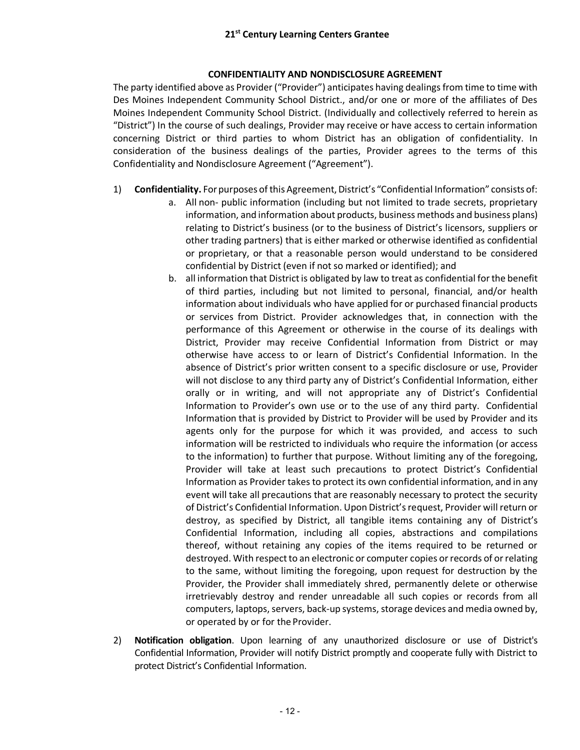## CONFIDENTIALITY AND NONDISCLOSURE AGREEMENT

The party identified above as Provider ("Provider") anticipates having dealings from time to time with Des Moines Independent Community School District., and/or one or more of the affiliates of Des Moines Independent Community School District. (Individually and collectively referred to herein as "District") In the course of such dealings, Provider may receive or have access to certain information concerning District or third parties to whom District has an obligation of confidentiality. In consideration of the business dealings of the parties, Provider agrees to the terms of this Confidentiality and Nondisclosure Agreement ("Agreement").

1) **Confidentiality.** For purposes of this Agreement, District's "Confidential Information" consists of:
    a. All non- public information (including but not limited to trade secrets, proprietary information, and information about products, business methods and business plans) relating to District's business (or to the business of District's licensors, suppliers or other trading partners) that is either marked or otherwise identified as confidential or proprietary, or that a reasonable person would understand to be considered confidential by District (even if not so marked or identified); and
    b. all information that District is obligated by law to treat as confidential for the benefit of third parties, including but not limited to personal, financial, and/or health information about individuals who have applied for or purchased financial products or services from District. Provider acknowledges that, in connection with the performance of this Agreement or otherwise in the course of its dealings with District, Provider may receive Confidential Information from District or may otherwise have access to or learn of District's Confidential Information. In the absence of District's prior written consent to a specific disclosure or use, Provider will not disclose to any third party any of District's Confidential Information, either orally or in writing, and will not appropriate any of District's Confidential Information to Provider's own use or to the use of any third party. Confidential Information that is provided by District to Provider will be used by Provider and its agents only for the purpose for which it was provided, and access to such information will be restricted to individuals who require the information (or access to the information) to further that purpose. Without limiting any of the foregoing, Provider will take at least such precautions to protect District's Confidential Information as Provider takes to protect its own confidential information, and in any event will take all precautions that are reasonably necessary to protect the security of District's Confidential Information. Upon District's request, Provider will return or destroy, as specified by District, all tangible items containing any of District's Confidential Information, including all copies, abstractions and compilations thereof, without retaining any copies of the items required to be returned or destroyed. With respect to an electronic or computer copies or records of or relating to the same, without limiting the foregoing, upon request for destruction by the Provider, the Provider shall immediately shred, permanently delete or otherwise irretrievably destroy and render unreadable all such copies or records from all computers, laptops, servers, back-up systems, storage devices and media owned by, or operated by or for the Provider.

2) **Notification obligation**. Upon learning of any unauthorized disclosure or use of District's Confidential Information, Provider will notify District promptly and cooperate fully with District to protect District's Confidential Information.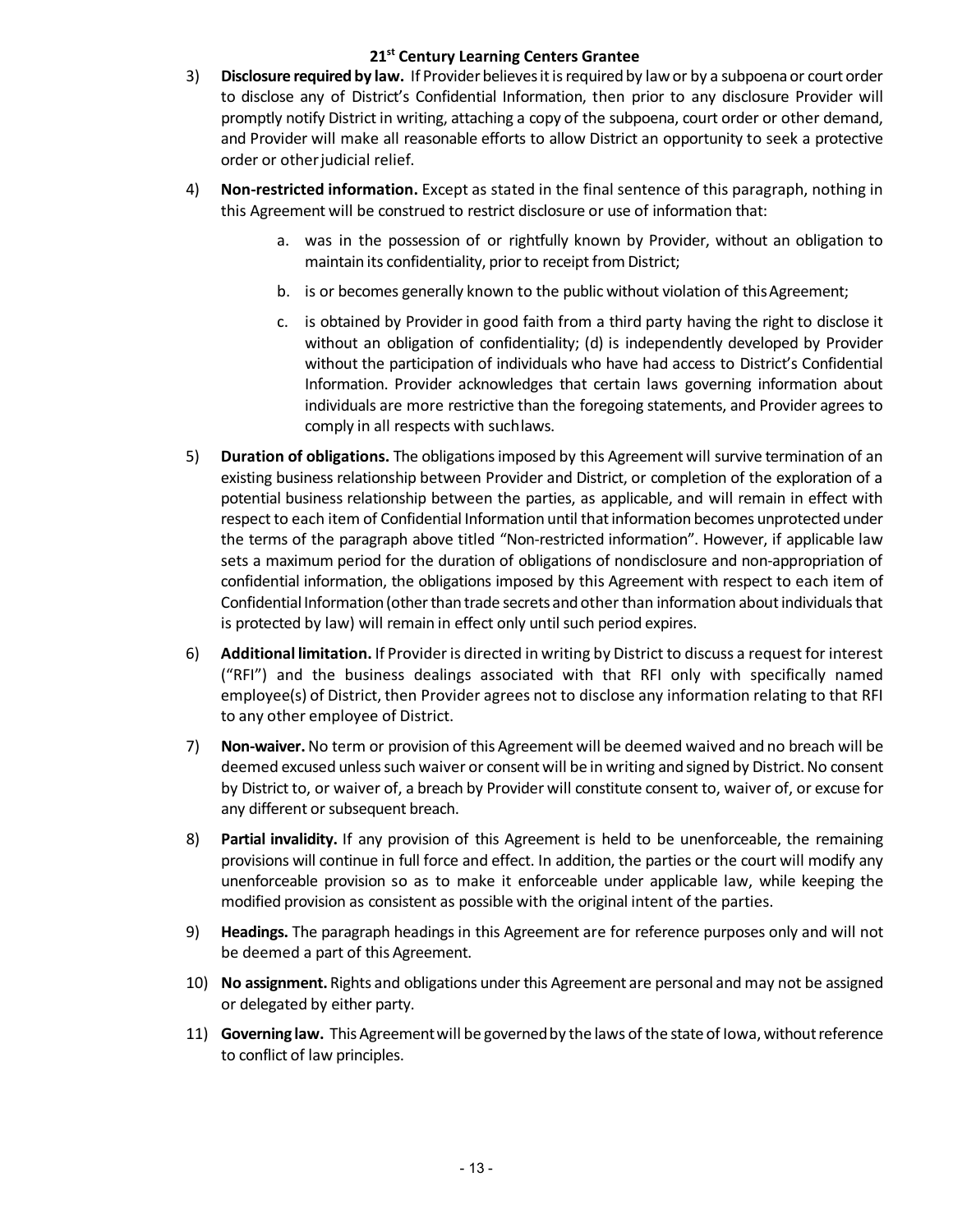3) **Disclosure required by law.** If Provider believes it is required by law or by a subpoena or court order to disclose any of District's Confidential Information, then prior to any disclosure Provider will promptly notify District in writing, attaching a copy of the subpoena, court order or other demand, and Provider will make all reasonable efforts to allow District an opportunity to seek a protective order or other judicial relief.

4) **Non-restricted information.** Except as stated in the final sentence of this paragraph, nothing in this Agreement will be construed to restrict disclosure or use of information that:

   a. was in the possession of or rightfully known by Provider, without an obligation to maintain its confidentiality, prior to receipt from District;

   b. is or becomes generally known to the public without violation of this Agreement;

   c. is obtained by Provider in good faith from a third party having the right to disclose it without an obligation of confidentiality; (d) is independently developed by Provider without the participation of individuals who have had access to District's Confidential Information. Provider acknowledges that certain laws governing information about individuals are more restrictive than the foregoing statements, and Provider agrees to comply in all respects with such laws.

5) **Duration of obligations.** The obligations imposed by this Agreement will survive termination of an existing business relationship between Provider and District, or completion of the exploration of a potential business relationship between the parties, as applicable, and will remain in effect with respect to each item of Confidential Information until that information becomes unprotected under the terms of the paragraph above titled "Non-restricted information". However, if applicable law sets a maximum period for the duration of obligations of nondisclosure and non-appropriation of confidential information, the obligations imposed by this Agreement with respect to each item of Confidential Information (other than trade secrets and other than information about individuals that is protected by law) will remain in effect only until such period expires.

6) **Additional limitation.** If Provider is directed in writing by District to discuss a request for interest ("RFI") and the business dealings associated with that RFI only with specifically named employee(s) of District, then Provider agrees not to disclose any information relating to that RFI to any other employee of District.

7) **Non-waiver.** No term or provision of this Agreement will be deemed waived and no breach will be deemed excused unless such waiver or consent will be in writing and signed by District. No consent by District to, or waiver of, a breach by Provider will constitute consent to, waiver of, or excuse for any different or subsequent breach.

8) **Partial invalidity.** If any provision of this Agreement is held to be unenforceable, the remaining provisions will continue in full force and effect. In addition, the parties or the court will modify any unenforceable provision so as to make it enforceable under applicable law, while keeping the modified provision as consistent as possible with the original intent of the parties.

9) **Headings.** The paragraph headings in this Agreement are for reference purposes only and will not be deemed a part of this Agreement.

10) **No assignment.** Rights and obligations under this Agreement are personal and may not be assigned or delegated by either party.

11) **Governing law.** This Agreement will be governed by the laws of the state of Iowa, without reference to conflict of law principles.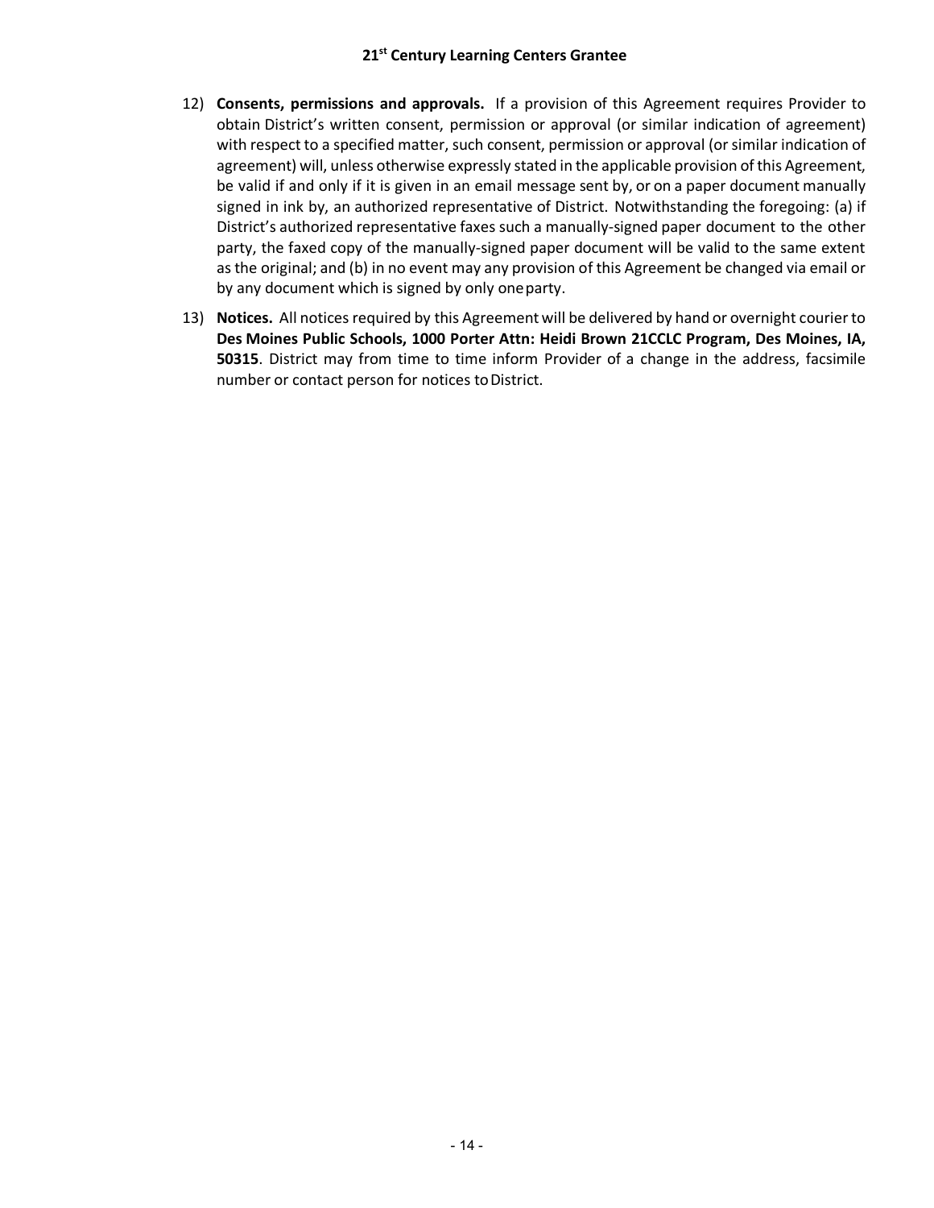12) **Consents, permissions and approvals.** If a provision of this Agreement requires Provider to obtain District's written consent, permission or approval (or similar indication of agreement) with respect to a specified matter, such consent, permission or approval (or similar indication of agreement) will, unless otherwise expressly stated in the applicable provision of this Agreement, be valid if and only if it is given in an email message sent by, or on a paper document manually signed in ink by, an authorized representative of District. Notwithstanding the foregoing: (a) if District's authorized representative faxes such a manually-signed paper document to the other party, the faxed copy of the manually-signed paper document will be valid to the same extent as the original; and (b) in no event may any provision of this Agreement be changed via email or by any document which is signed by only one party.

13) **Notices.** All notices required by this Agreement will be delivered by hand or overnight courier to **Des Moines Public Schools, 1000 Porter Attn: Heidi Brown 21CCLC Program, Des Moines, IA, 50315**. District may from time to time inform Provider of a change in the address, facsimile number or contact person for notices to District.